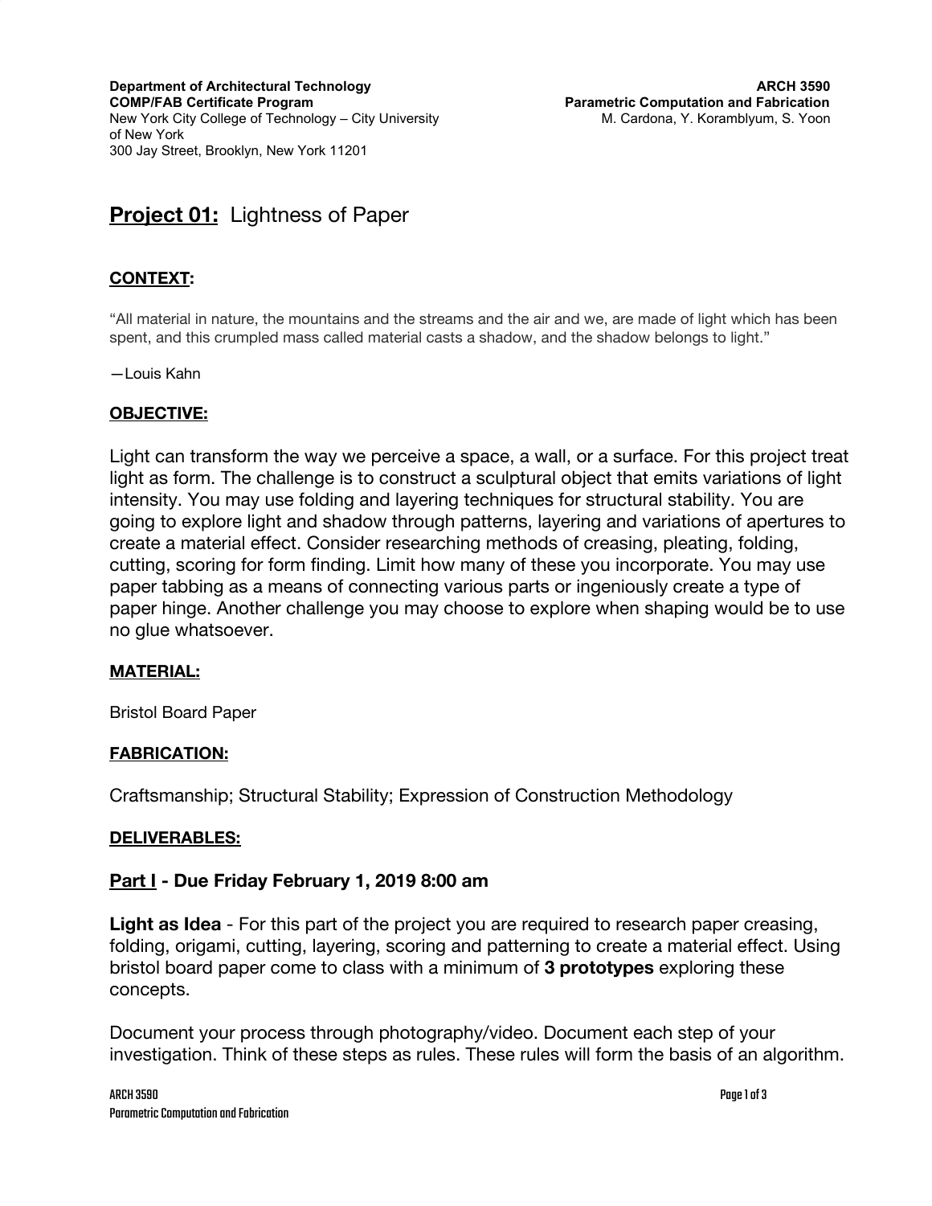**Department of Architectural Technology**
**COMP/FAB Certificate Program**
New York City College of Technology – City University of New York
300 Jay Street, Brooklyn, New York 11201

**ARCH 3590**
**Parametric Computation and Fabrication**
M. Cardona, Y. Koramblyum, S. Yoon

# **Project 01:** Lightness of Paper

## **CONTEXT:**

"All material in nature, the mountains and the streams and the air and we, are made of light which has been spent, and this crumpled mass called material casts a shadow, and the shadow belongs to light."

—Louis Kahn

## **OBJECTIVE:**

Light can transform the way we perceive a space, a wall, or a surface. For this project treat light as form. The challenge is to construct a sculptural object that emits variations of light intensity. You may use folding and layering techniques for structural stability. You are going to explore light and shadow through patterns, layering and variations of apertures to create a material effect. Consider researching methods of creasing, pleating, folding, cutting, scoring for form finding. Limit how many of these you incorporate. You may use paper tabbing as a means of connecting various parts or ingeniously create a type of paper hinge. Another challenge you may choose to explore when shaping would be to use no glue whatsoever.

## **MATERIAL:**

Bristol Board Paper

## **FABRICATION:**

Craftsmanship; Structural Stability; Expression of Construction Methodology

## **DELIVERABLES:**

### **Part I - Due Friday February 1, 2019 8:00 am**

**Light as Idea** - For this part of the project you are required to research paper creasing, folding, origami, cutting, layering, scoring and patterning to create a material effect. Using bristol board paper come to class with a minimum of **3 prototypes** exploring these concepts.

Document your process through photography/video. Document each step of your investigation. Think of these steps as rules. These rules will form the basis of an algorithm.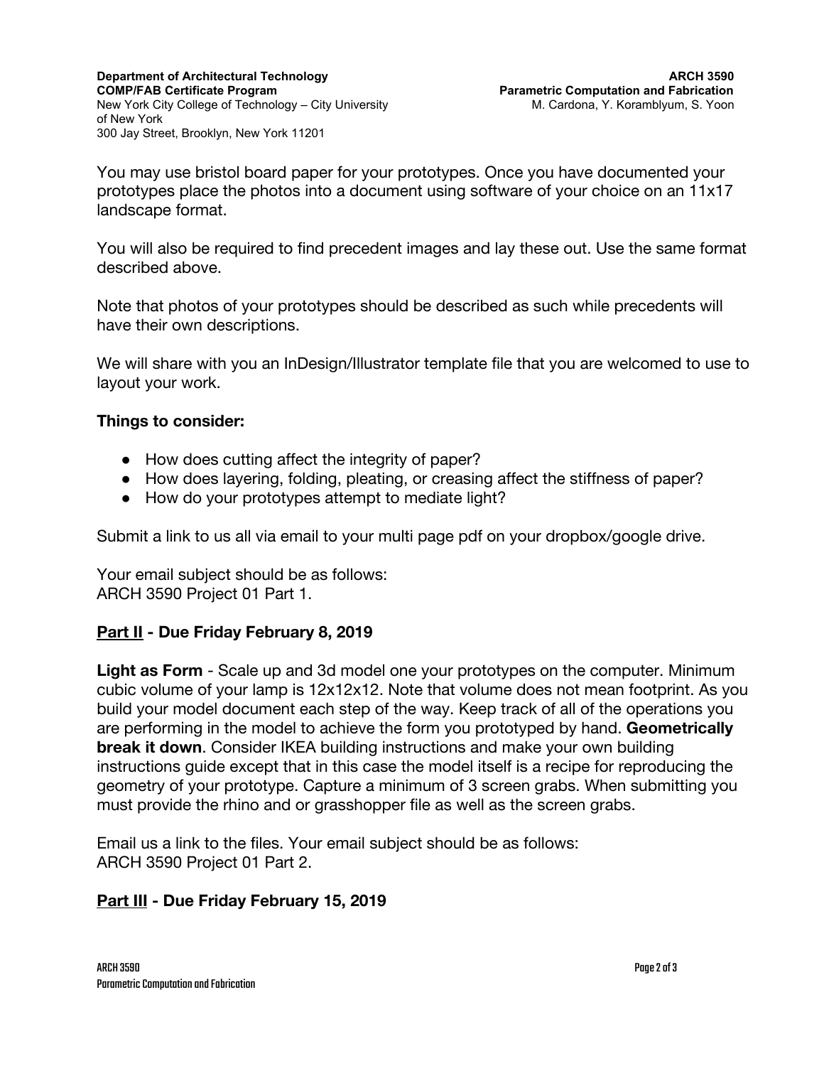You may use bristol board paper for your prototypes. Once you have documented your prototypes place the photos into a document using software of your choice on an 11x17 landscape format.

You will also be required to find precedent images and lay these out. Use the same format described above.

Note that photos of your prototypes should be described as such while precedents will have their own descriptions.

We will share with you an InDesign/Illustrator template file that you are welcomed to use to layout your work.

**Things to consider:**

- How does cutting affect the integrity of paper?
- How does layering, folding, pleating, or creasing affect the stiffness of paper?
- How do your prototypes attempt to mediate light?

Submit a link to us all via email to your multi page pdf on your dropbox/google drive.

Your email subject should be as follows:
ARCH 3590 Project 01 Part 1.

## Part II - Due Friday February 8, 2019

**Light as Form** - Scale up and 3d model one your prototypes on the computer. Minimum cubic volume of your lamp is 12x12x12. Note that volume does not mean footprint. As you build your model document each step of the way. Keep track of all of the operations you are performing in the model to achieve the form you prototyped by hand. **Geometrically break it down**. Consider IKEA building instructions and make your own building instructions guide except that in this case the model itself is a recipe for reproducing the geometry of your prototype. Capture a minimum of 3 screen grabs. When submitting you must provide the rhino and or grasshopper file as well as the screen grabs.

Email us a link to the files. Your email subject should be as follows:
ARCH 3590 Project 01 Part 2.

## Part III - Due Friday February 15, 2019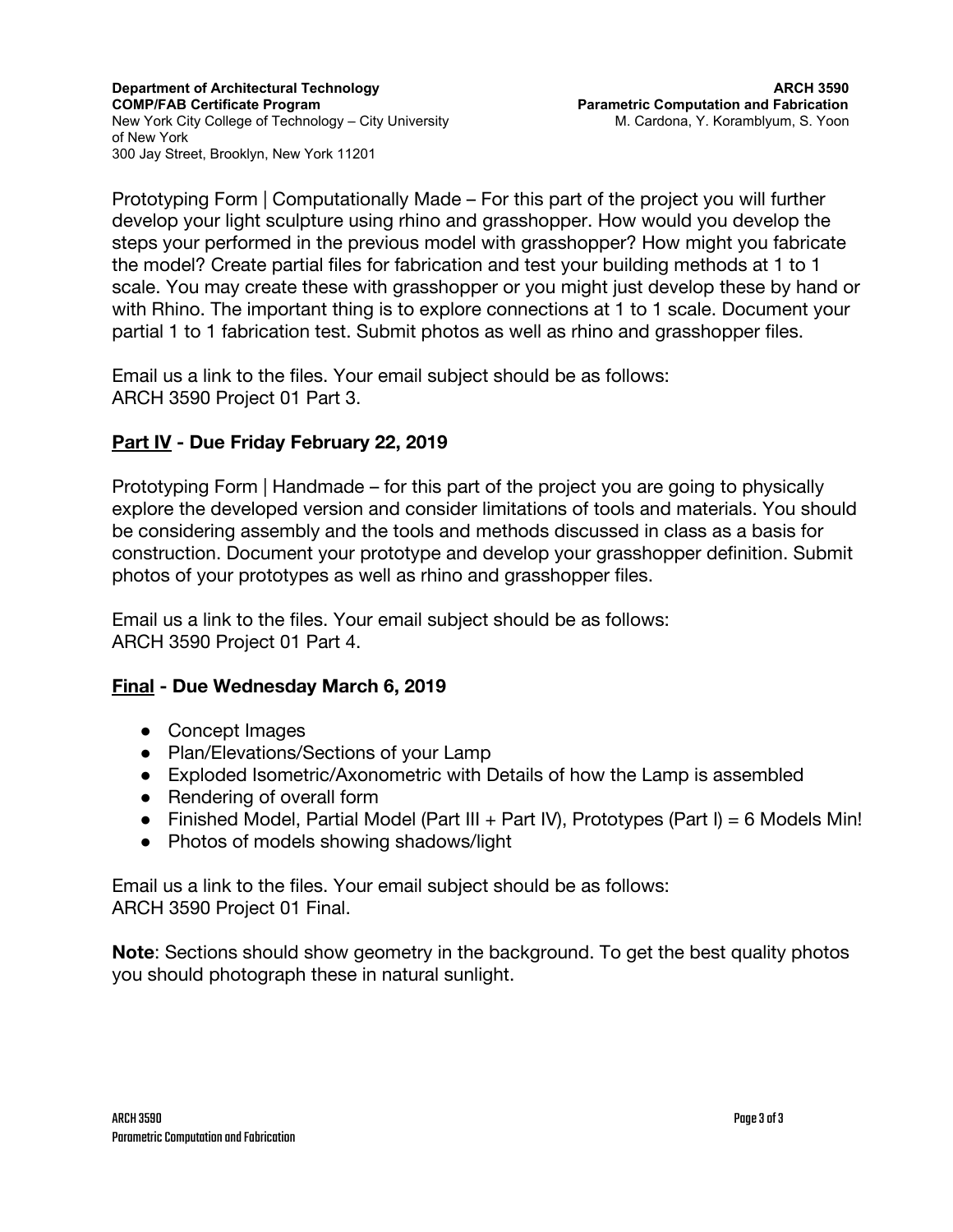Prototyping Form | Computationally Made – For this part of the project you will further develop your light sculpture using rhino and grasshopper. How would you develop the steps your performed in the previous model with grasshopper? How might you fabricate the model? Create partial files for fabrication and test your building methods at 1 to 1 scale. You may create these with grasshopper or you might just develop these by hand or with Rhino. The important thing is to explore connections at 1 to 1 scale. Document your partial 1 to 1 fabrication test. Submit photos as well as rhino and grasshopper files.

Email us a link to the files. Your email subject should be as follows:
ARCH 3590 Project 01 Part 3.

### **Part IV** - Due Friday February 22, 2019

Prototyping Form | Handmade – for this part of the project you are going to physically explore the developed version and consider limitations of tools and materials. You should be considering assembly and the tools and methods discussed in class as a basis for construction. Document your prototype and develop your grasshopper definition. Submit photos of your prototypes as well as rhino and grasshopper files.

Email us a link to the files. Your email subject should be as follows:
ARCH 3590 Project 01 Part 4.

### **Final** - Due Wednesday March 6, 2019

- Concept Images
- Plan/Elevations/Sections of your Lamp
- Exploded Isometric/Axonometric with Details of how the Lamp is assembled
- Rendering of overall form
- Finished Model, Partial Model (Part III + Part IV), Prototypes (Part I) = 6 Models Min!
- Photos of models showing shadows/light

Email us a link to the files. Your email subject should be as follows:
ARCH 3590 Project 01 Final.

**Note**: Sections should show geometry in the background. To get the best quality photos you should photograph these in natural sunlight.